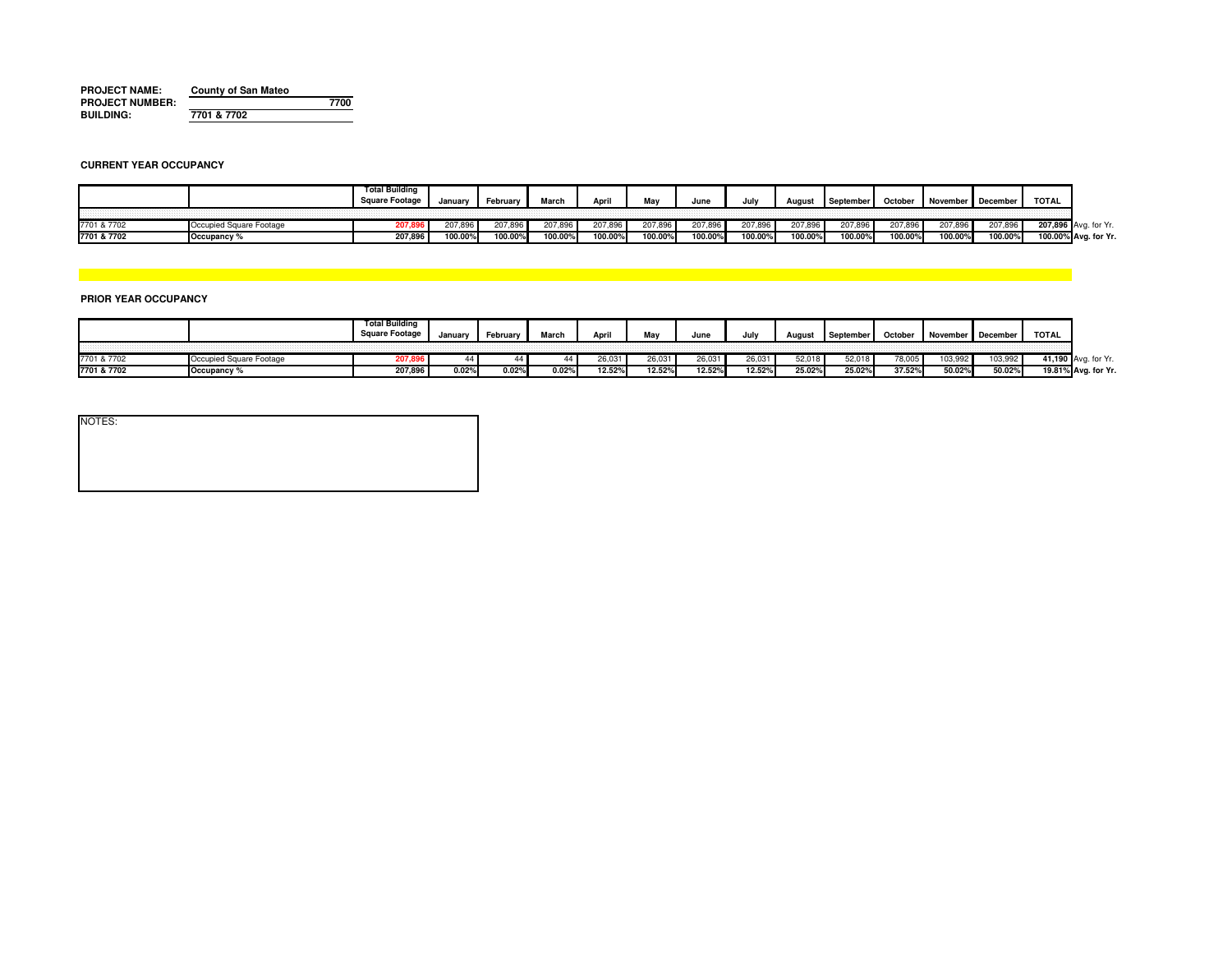**PROJECT NAME:** County of San Mateo
**PROJECT NUMBER:** 7700
**BUILDING:** 7701 & 7702

### CURRENT YEAR OCCUPANCY

| | | Total Building Square Footage | January | February | March | April | May | June | July | August | September | October | November | December | TOTAL | |
|---|---|---|---|---|---|---|---|---|---|---|---|---|---|---|---|---|
| 7701 & 7702 | Occupied Square Footage | 207,896 | 207,896 | 207,896 | 207,896 | 207,896 | 207,896 | 207,896 | 207,896 | 207,896 | 207,896 | 207,896 | 207,896 | 207,896 | **207,896** | Avg. for Yr. |
| **7701 & 7702** | **Occupancy %** | **207,896** | **100.00%** | **100.00%** | **100.00%** | **100.00%** | **100.00%** | **100.00%** | **100.00%** | **100.00%** | **100.00%** | **100.00%** | **100.00%** | **100.00%** | **100.00%** | **Avg. for Yr.** |

### PRIOR YEAR OCCUPANCY

| | | Total Building Square Footage | January | February | March | April | May | June | July | August | September | October | November | December | TOTAL | |
|---|---|---|---|---|---|---|---|---|---|---|---|---|---|---|---|---|
| 7701 & 7702 | Occupied Square Footage | 207,896 | 44 | 44 | 44 | 26,031 | 26,031 | 26,031 | 26,031 | 52,018 | 52,018 | 78,005 | 103,992 | 103,992 | **41,190** | Avg. for Yr. |
| **7701 & 7702** | **Occupancy %** | **207,896** | **0.02%** | **0.02%** | **0.02%** | **12.52%** | **12.52%** | **12.52%** | **12.52%** | **25.02%** | **25.02%** | **37.52%** | **50.02%** | **50.02%** | **19.81%** | **Avg. for Yr.** |

NOTES: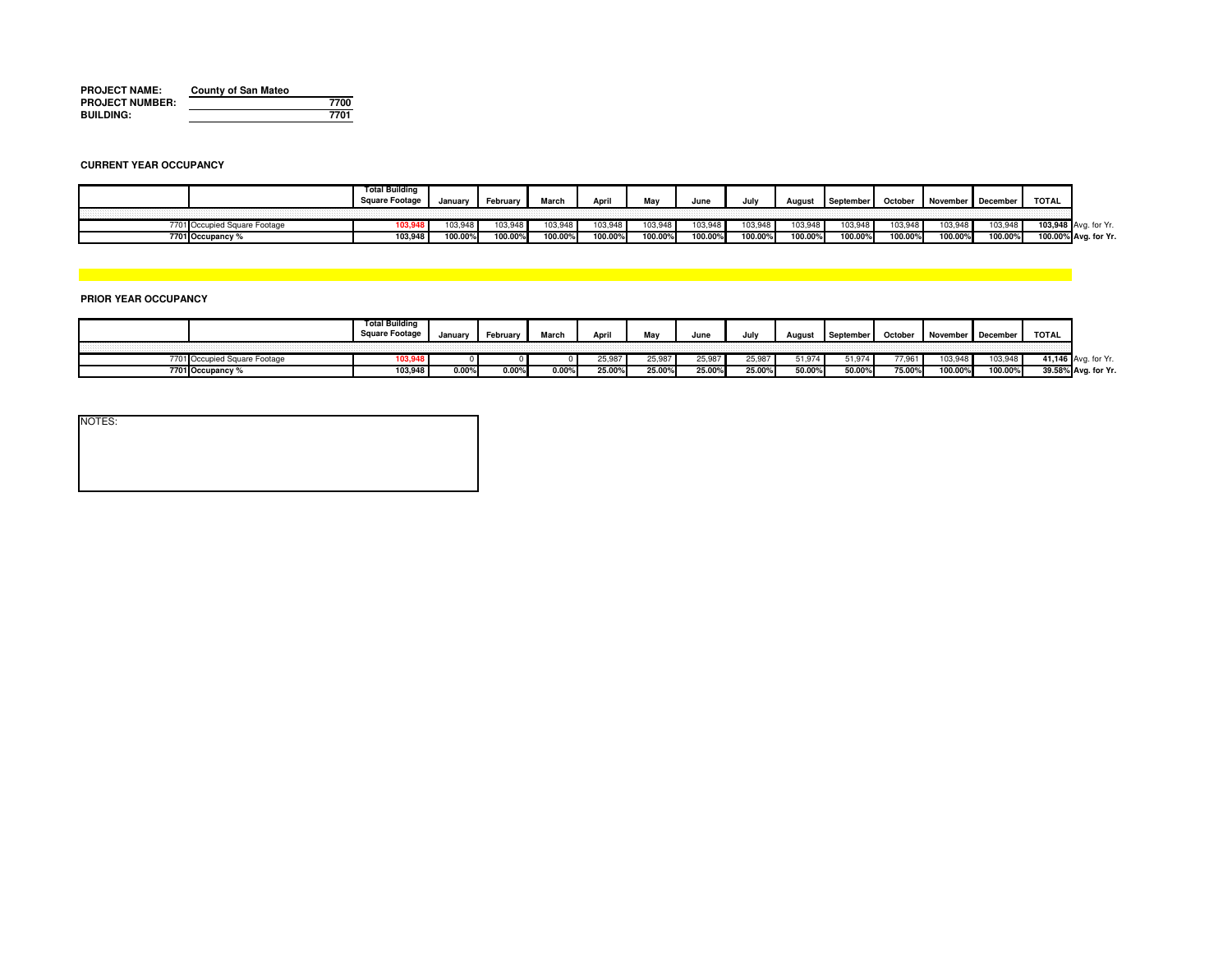**PROJECT NAME:** County of San Mateo
**PROJECT NUMBER:** 7700
**BUILDING:** 7701

**CURRENT YEAR OCCUPANCY**

| | | Total Building Square Footage | January | February | March | April | May | June | July | August | September | October | November | December | TOTAL | |
|---|---|---|---|---|---|---|---|---|---|---|---|---|---|---|---|---|
| 7701 | Occupied Square Footage | 103,948 | 103,948 | 103,948 | 103,948 | 103,948 | 103,948 | 103,948 | 103,948 | 103,948 | 103,948 | 103,948 | 103,948 | 103,948 | **103,948** | Avg. for Yr. |
| **7701** | **Occupancy %** | **103,948** | **100.00%** | **100.00%** | **100.00%** | **100.00%** | **100.00%** | **100.00%** | **100.00%** | **100.00%** | **100.00%** | **100.00%** | **100.00%** | **100.00%** | **100.00%** | **Avg. for Yr.** |

**PRIOR YEAR OCCUPANCY**

| | | Total Building Square Footage | January | February | March | April | May | June | July | August | September | October | November | December | TOTAL | |
|---|---|---|---|---|---|---|---|---|---|---|---|---|---|---|---|---|
| 7701 | Occupied Square Footage | 103,948 | 0 | 0 | 0 | 25,987 | 25,987 | 25,987 | 25,987 | 51,974 | 51,974 | 77,961 | 103,948 | 103,948 | **41,146** | Avg. for Yr. |
| **7701** | **Occupancy %** | **103,948** | **0.00%** | **0.00%** | **0.00%** | **25.00%** | **25.00%** | **25.00%** | **25.00%** | **50.00%** | **50.00%** | **75.00%** | **100.00%** | **100.00%** | **39.58%** | **Avg. for Yr.** |

NOTES: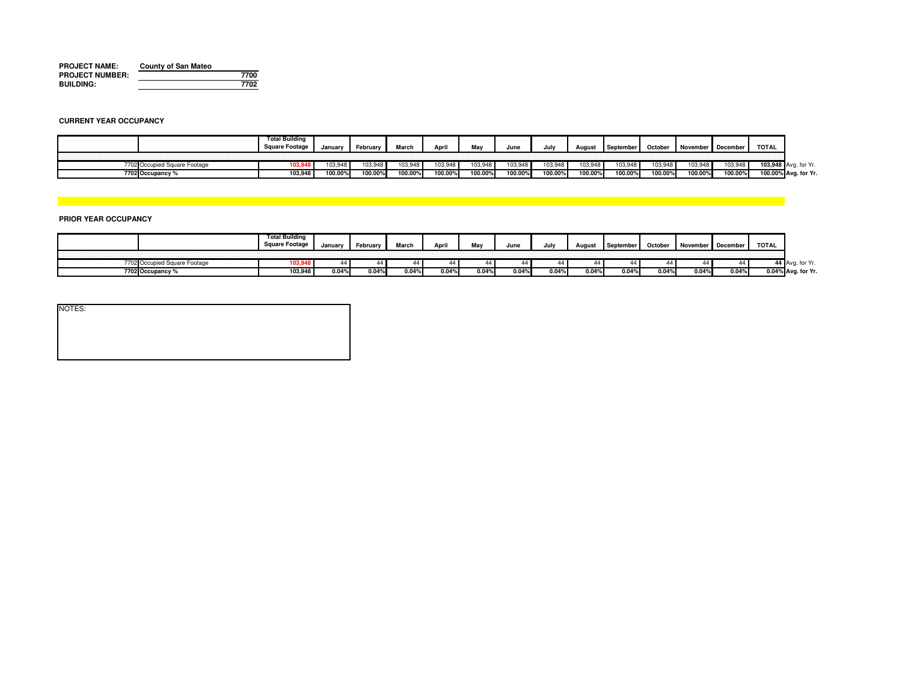**PROJECT NAME:** County of San Mateo
**PROJECT NUMBER:** 7700
**BUILDING:** 7702

**CURRENT YEAR OCCUPANCY**

| | | Total Building Square Footage | January | February | March | April | May | June | July | August | September | October | November | December | TOTAL | |
|---|---|---|---|---|---|---|---|---|---|---|---|---|---|---|---|---|
| 7702 | Occupied Square Footage | 103,948 | 103,948 | 103,948 | 103,948 | 103,948 | 103,948 | 103,948 | 103,948 | 103,948 | 103,948 | 103,948 | 103,948 | 103,948 | **103,948** | Avg. for Yr. |
| **7702** | **Occupancy %** | **103,948** | **100.00%** | **100.00%** | **100.00%** | **100.00%** | **100.00%** | **100.00%** | **100.00%** | **100.00%** | **100.00%** | **100.00%** | **100.00%** | **100.00%** | **100.00%** | **Avg. for Yr.** |

**PRIOR YEAR OCCUPANCY**

| | | Total Building Square Footage | January | February | March | April | May | June | July | August | September | October | November | December | TOTAL | |
|---|---|---|---|---|---|---|---|---|---|---|---|---|---|---|---|---|
| 7702 | Occupied Square Footage | 103,948 | 44 | 44 | 44 | 44 | 44 | 44 | 44 | 44 | 44 | 44 | 44 | 44 | **44** | Avg. for Yr. |
| **7702** | **Occupancy %** | **103,948** | **0.04%** | **0.04%** | **0.04%** | **0.04%** | **0.04%** | **0.04%** | **0.04%** | **0.04%** | **0.04%** | **0.04%** | **0.04%** | **0.04%** | **0.04%** | **Avg. for Yr.** |

NOTES: